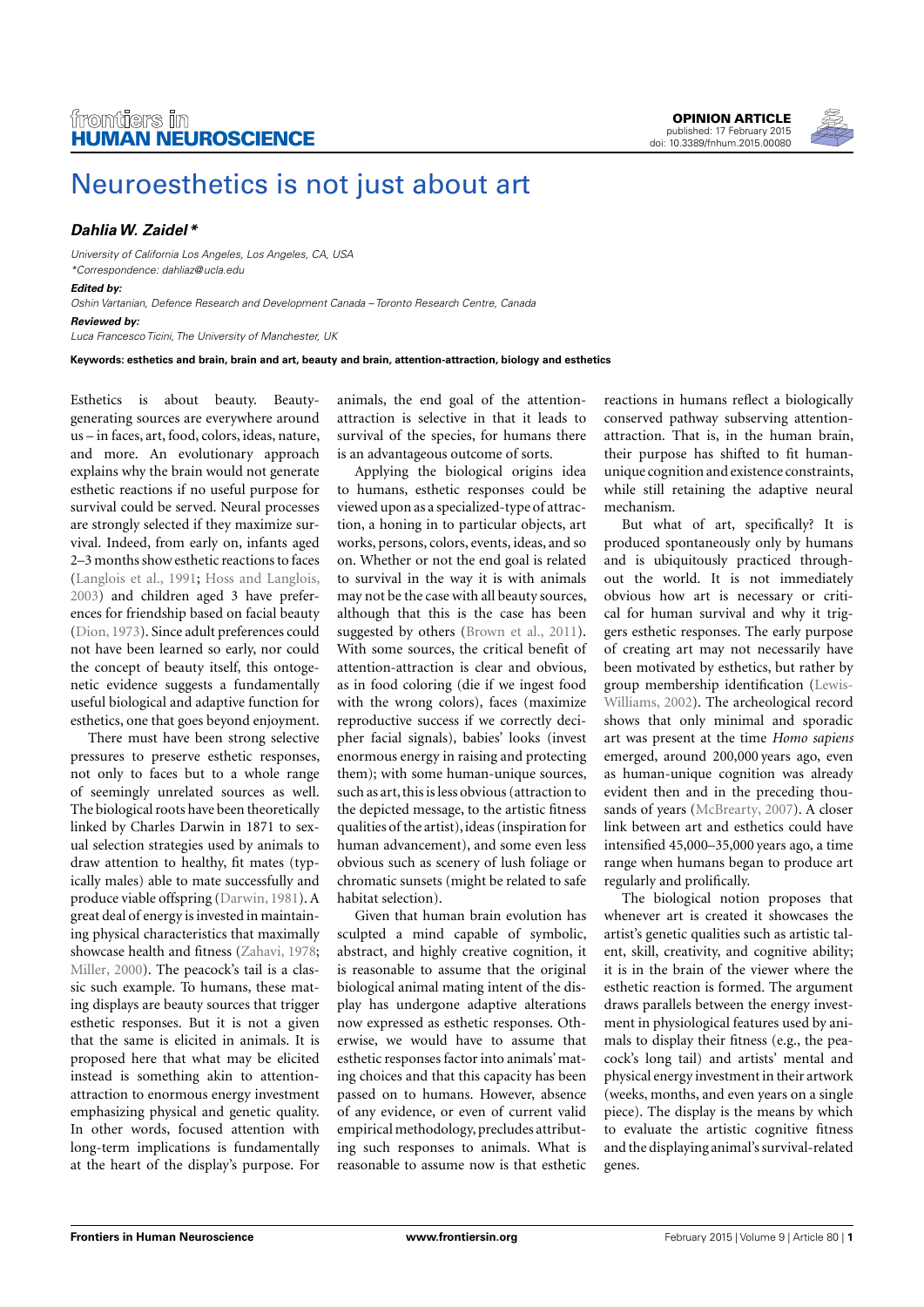# Neuroesthetics is not just about art

***Dahlia W. Zaidel****

*University of California Los Angeles, Los Angeles, CA, USA*
*\*Correspondence: dahliaz@ucla.edu*

***Edited by:***
*Oshin Vartanian, Defence Research and Development Canada – Toronto Research Centre, Canada*

***Reviewed by:***
*Luca Francesco Ticini, The University of Manchester, UK*

**Keywords: esthetics and brain, brain and art, beauty and brain, attention-attraction, biology and esthetics**

Esthetics is about beauty. Beauty-generating sources are everywhere around us – in faces, art, food, colors, ideas, nature, and more. An evolutionary approach explains why the brain would not generate esthetic reactions if no useful purpose for survival could be served. Neural processes are strongly selected if they maximize survival. Indeed, from early on, infants aged 2–3 months show esthetic reactions to faces (Langlois et al., 1991; Hoss and Langlois, 2003) and children aged 3 have preferences for friendship based on facial beauty (Dion, 1973). Since adult preferences could not have been learned so early, nor could the concept of beauty itself, this ontogenetic evidence suggests a fundamentally useful biological and adaptive function for esthetics, one that goes beyond enjoyment.

There must have been strong selective pressures to preserve esthetic responses, not only to faces but to a whole range of seemingly unrelated sources as well. The biological roots have been theoretically linked by Charles Darwin in 1871 to sexual selection strategies used by animals to draw attention to healthy, fit mates (typically males) able to mate successfully and produce viable offspring (Darwin, 1981). A great deal of energy is invested in maintaining physical characteristics that maximally showcase health and fitness (Zahavi, 1978; Miller, 2000). The peacock's tail is a classic such example. To humans, these mating displays are beauty sources that trigger esthetic responses. But it is not a given that the same is elicited in animals. It is proposed here that what may be elicited instead is something akin to attention-attraction to enormous energy investment emphasizing physical and genetic quality. In other words, focused attention with long-term implications is fundamentally at the heart of the display's purpose. For animals, the end goal of the attention-attraction is selective in that it leads to survival of the species, for humans there is an advantageous outcome of sorts.

Applying the biological origins idea to humans, esthetic responses could be viewed upon as a specialized-type of attraction, a honing in to particular objects, art works, persons, colors, events, ideas, and so on. Whether or not the end goal is related to survival in the way it is with animals may not be the case with all beauty sources, although that this is the case has been suggested by others (Brown et al., 2011). With some sources, the critical benefit of attention-attraction is clear and obvious, as in food coloring (die if we ingest food with the wrong colors), faces (maximize reproductive success if we correctly decipher facial signals), babies' looks (invest enormous energy in raising and protecting them); with some human-unique sources, such as art, this is less obvious (attraction to the depicted message, to the artistic fitness qualities of the artist), ideas (inspiration for human advancement), and some even less obvious such as scenery of lush foliage or chromatic sunsets (might be related to safe habitat selection).

Given that human brain evolution has sculpted a mind capable of symbolic, abstract, and highly creative cognition, it is reasonable to assume that the original biological animal mating intent of the display has undergone adaptive alterations now expressed as esthetic responses. Otherwise, we would have to assume that esthetic responses factor into animals' mating choices and that this capacity has been passed on to humans. However, absence of any evidence, or even of current valid empirical methodology, precludes attributing such responses to animals. What is reasonable to assume now is that esthetic reactions in humans reflect a biologically conserved pathway subserving attention-attraction. That is, in the human brain, their purpose has shifted to fit human-unique cognition and existence constraints, while still retaining the adaptive neural mechanism.

But what of art, specifically? It is produced spontaneously only by humans and is ubiquitously practiced throughout the world. It is not immediately obvious how art is necessary or critical for human survival and why it triggers esthetic responses. The early purpose of creating art may not necessarily have been motivated by esthetics, but rather by group membership identification (Lewis-Williams, 2002). The archeological record shows that only minimal and sporadic art was present at the time *Homo sapiens* emerged, around 200,000 years ago, even as human-unique cognition was already evident then and in the preceding thousands of years (McBrearty, 2007). A closer link between art and esthetics could have intensified 45,000–35,000 years ago, a time range when humans began to produce art regularly and prolifically.

The biological notion proposes that whenever art is created it showcases the artist's genetic qualities such as artistic talent, skill, creativity, and cognitive ability; it is in the brain of the viewer where the esthetic reaction is formed. The argument draws parallels between the energy investment in physiological features used by animals to display their fitness (e.g., the peacock's long tail) and artists' mental and physical energy investment in their artwork (weeks, months, and even years on a single piece). The display is the means by which to evaluate the artistic cognitive fitness and the displaying animal's survival-related genes.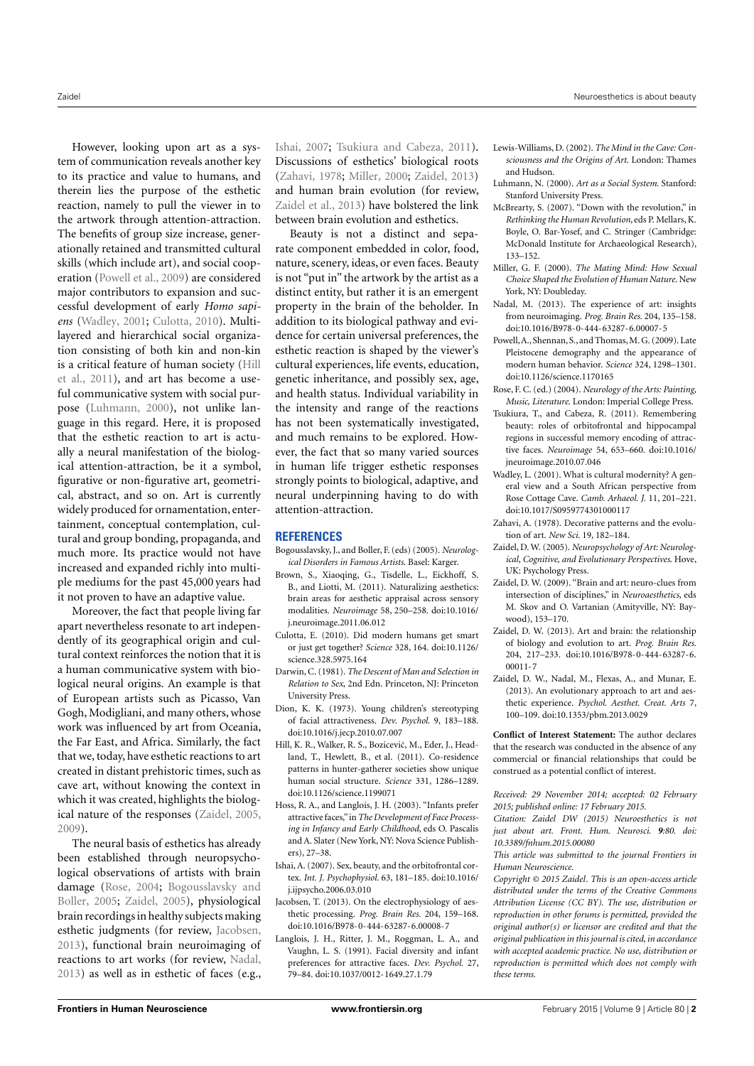However, looking upon art as a system of communication reveals another key to its practice and value to humans, and therein lies the purpose of the esthetic reaction, namely to pull the viewer in to the artwork through attention-attraction. The benefits of group size increase, generationally retained and transmitted cultural skills (which include art), and social cooperation (Powell et al., 2009) are considered major contributors to expansion and successful development of early *Homo sapiens* (Wadley, 2001; Culotta, 2010). Multilayered and hierarchical social organization consisting of both kin and non-kin is a critical feature of human society (Hill et al., 2011), and art has become a useful communicative system with social purpose (Luhmann, 2000), not unlike language in this regard. Here, it is proposed that the esthetic reaction to art is actually a neural manifestation of the biological attention-attraction, be it a symbol, figurative or non-figurative art, geometrical, abstract, and so on. Art is currently widely produced for ornamentation, entertainment, conceptual contemplation, cultural and group bonding, propaganda, and much more. Its practice would not have increased and expanded richly into multiple mediums for the past 45,000 years had it not proven to have an adaptive value.

Moreover, the fact that people living far apart nevertheless resonate to art independently of its geographical origin and cultural context reinforces the notion that it is a human communicative system with biological neural origins. An example is that of European artists such as Picasso, Van Gogh, Modigliani, and many others, whose work was influenced by art from Oceania, the Far East, and Africa. Similarly, the fact that we, today, have esthetic reactions to art created in distant prehistoric times, such as cave art, without knowing the context in which it was created, highlights the biological nature of the responses (Zaidel, 2005, 2009).

The neural basis of esthetics has already been established through neuropsychological observations of artists with brain damage (Rose, 2004; Bogousslavsky and Boller, 2005; Zaidel, 2005), physiological brain recordings in healthy subjects making esthetic judgments (for review, Jacobsen, 2013), functional brain neuroimaging of reactions to art works (for review, Nadal, 2013) as well as in esthetic of faces (e.g., Ishai, 2007; Tsukiura and Cabeza, 2011). Discussions of esthetics' biological roots (Zahavi, 1978; Miller, 2000; Zaidel, 2013) and human brain evolution (for review, Zaidel et al., 2013) have bolstered the link between brain evolution and esthetics.

Beauty is not a distinct and separate component embedded in color, food, nature, scenery, ideas, or even faces. Beauty is not "put in" the artwork by the artist as a distinct entity, but rather it is an emergent property in the brain of the beholder. In addition to its biological pathway and evidence for certain universal preferences, the esthetic reaction is shaped by the viewer's cultural experiences, life events, education, genetic inheritance, and possibly sex, age, and health status. Individual variability in the intensity and range of the reactions has not been systematically investigated, and much remains to be explored. However, the fact that so many varied sources in human life trigger esthetic responses strongly points to biological, adaptive, and neural underpinning having to do with attention-attraction.

## REFERENCES

Bogousslavsky, J., and Boller, F. (eds) (2005). *Neurological Disorders in Famous Artists.* Basel: Karger.

Brown, S., Xiaoqing, G., Tisdelle, L., Eickhoff, S. B., and Liotti, M. (2011). Naturalizing aesthetics: brain areas for aesthetic appraisal across sensory modalities. *Neuroimage* 58, 250–258. doi:10.1016/j.neuroimage.2011.06.012

Culotta, E. (2010). Did modern humans get smart or just get together? *Science* 328, 164. doi:10.1126/science.328.5975.164

Darwin, C. (1981). *The Descent of Man and Selection in Relation to Sex*, 2nd Edn. Princeton, NJ: Princeton University Press.

Dion, K. K. (1973). Young children's stereotyping of facial attractiveness. *Dev. Psychol.* 9, 183–188. doi:10.1016/j.jecp.2010.07.007

Hill, K. R., Walker, R. S., Bozicević, M., Eder, J., Headland, T., Hewlett, B., et al. (2011). Co-residence patterns in hunter-gatherer societies show unique human social structure. *Science* 331, 1286–1289. doi:10.1126/science.1199071

Hoss, R. A., and Langlois, J. H. (2003). "Infants prefer attractive faces," in *The Development of Face Processing in Infancy and Early Childhood*, eds O. Pascalis and A. Slater (New York, NY: Nova Science Publishers), 27–38.

Ishai, A. (2007). Sex, beauty, and the orbitofrontal cortex. *Int. J. Psychophysiol.* 63, 181–185. doi:10.1016/j.ijpsycho.2006.03.010

Jacobsen, T. (2013). On the electrophysiology of aesthetic processing. *Prog. Brain Res.* 204, 159–168. doi:10.1016/B978-0-444-63287-6.00008-7

Langlois, J. H., Ritter, J. M., Roggman, L. A., and Vaughn, L. S. (1991). Facial diversity and infant preferences for attractive faces. *Dev. Psychol.* 27, 79–84. doi:10.1037/0012-1649.27.1.79

Lewis-Williams, D. (2002). *The Mind in the Cave: Consciousness and the Origins of Art.* London: Thames and Hudson.

Luhmann, N. (2000). *Art as a Social System.* Stanford: Stanford University Press.

McBrearty, S. (2007). "Down with the revolution," in *Rethinking the Human Revolution*, eds P. Mellars, K. Boyle, O. Bar-Yosef, and C. Stringer (Cambridge: McDonald Institute for Archaeological Research), 133–152.

Miller, G. F. (2000). *The Mating Mind: How Sexual Choice Shaped the Evolution of Human Nature.* New York, NY: Doubleday.

Nadal, M. (2013). The experience of art: insights from neuroimaging. *Prog. Brain Res.* 204, 135–158. doi:10.1016/B978-0-444-63287-6.00007-5

Powell, A., Shennan, S., and Thomas, M. G. (2009). Late Pleistocene demography and the appearance of modern human behavior. *Science* 324, 1298–1301. doi:10.1126/science.1170165

Rose, F. C. (ed.) (2004). *Neurology of the Arts: Painting, Music, Literature.* London: Imperial College Press.

Tsukiura, T., and Cabeza, R. (2011). Remembering beauty: roles of orbitofrontal and hippocampal regions in successful memory encoding of attractive faces. *Neuroimage* 54, 653–660. doi:10.1016/jneuroimage.2010.07.046

Wadley, L. (2001). What is cultural modernity? A general view and a South African perspective from Rose Cottage Cave. *Camb. Arhaeol. J.* 11, 201–221. doi:10.1017/S0959774301000117

Zahavi, A. (1978). Decorative patterns and the evolution of art. *New Sci.* 19, 182–184.

Zaidel, D. W. (2005). *Neuropsychology of Art: Neurological, Cognitive, and Evolutionary Perspectives.* Hove, UK: Psychology Press.

Zaidel, D. W. (2009). "Brain and art: neuro-clues from intersection of disciplines," in *Neuroaesthetics*, eds M. Skov and O. Vartanian (Amityville, NY: Baywood), 153–170.

Zaidel, D. W. (2013). Art and brain: the relationship of biology and evolution to art. *Prog. Brain Res.* 204, 217–233. doi:10.1016/B978-0-444-63287-6.00011-7

Zaidel, D. W., Nadal, M., Flexas, A., and Munar, E. (2013). An evolutionary approach to art and aesthetic experience. *Psychol. Aesthet. Creat. Arts* 7, 100–109. doi:10.1353/pbm.2013.0029

**Conflict of Interest Statement:** The author declares that the research was conducted in the absence of any commercial or financial relationships that could be construed as a potential conflict of interest.

*Received: 29 November 2014; accepted: 02 February 2015; published online: 17 February 2015.*

*Citation: Zaidel DW (2015) Neuroesthetics is not just about art. Front. Hum. Neurosci.* ***9****:80. doi: 10.3389/fnhum.2015.00080*

*This article was submitted to the journal Frontiers in Human Neuroscience.*

*Copyright © 2015 Zaidel. This is an open-access article distributed under the terms of the Creative Commons Attribution License (CC BY). The use, distribution or reproduction in other forums is permitted, provided the original author(s) or licensor are credited and that the original publication in this journal is cited, in accordance with accepted academic practice. No use, distribution or reproduction is permitted which does not comply with these terms.*